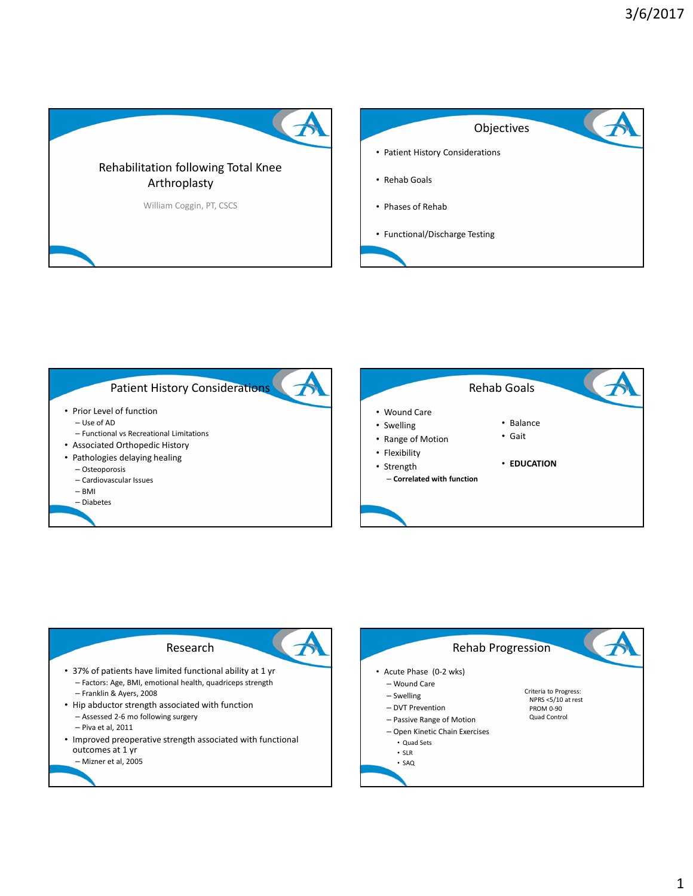# Rehabilitation following Total Knee Arthroplasty

William Coggin, PT, CSCS

## Objectives

- Patient History Considerations
- Rehab Goals
- Phases of Rehab
- Functional/Discharge Testing

## Patient History Considerations

- Prior Level of function
  - Use of AD
  - Functional vs Recreational Limitations
- Associated Orthopedic History
- Pathologies delaying healing
  - Osteoporosis
  - Cardiovascular Issues
  - BMI
  - Diabetes

## Rehab Goals

- Wound Care
- Swelling
- Range of Motion
- Flexibility
- Strength
  - **Correlated with function**
- Balance
- Gait
- **EDUCATION**

## Research

- 37% of patients have limited functional ability at 1 yr
  - Factors: Age, BMI, emotional health, quadriceps strength
  - Franklin & Ayers, 2008
- Hip abductor strength associated with function
  - Assessed 2-6 mo following surgery
  - Piva et al, 2011
- Improved preoperative strength associated with functional outcomes at 1 yr
  - Mizner et al, 2005

## Rehab Progression

- Acute Phase (0-2 wks)
  - Wound Care
  - Swelling
  - DVT Prevention
  - Passive Range of Motion
  - Open Kinetic Chain Exercises
    - Quad Sets
    - SLR
    - SAQ

Criteria to Progress:
- NPRS <5/10 at rest
- PROM 0-90
- Quad Control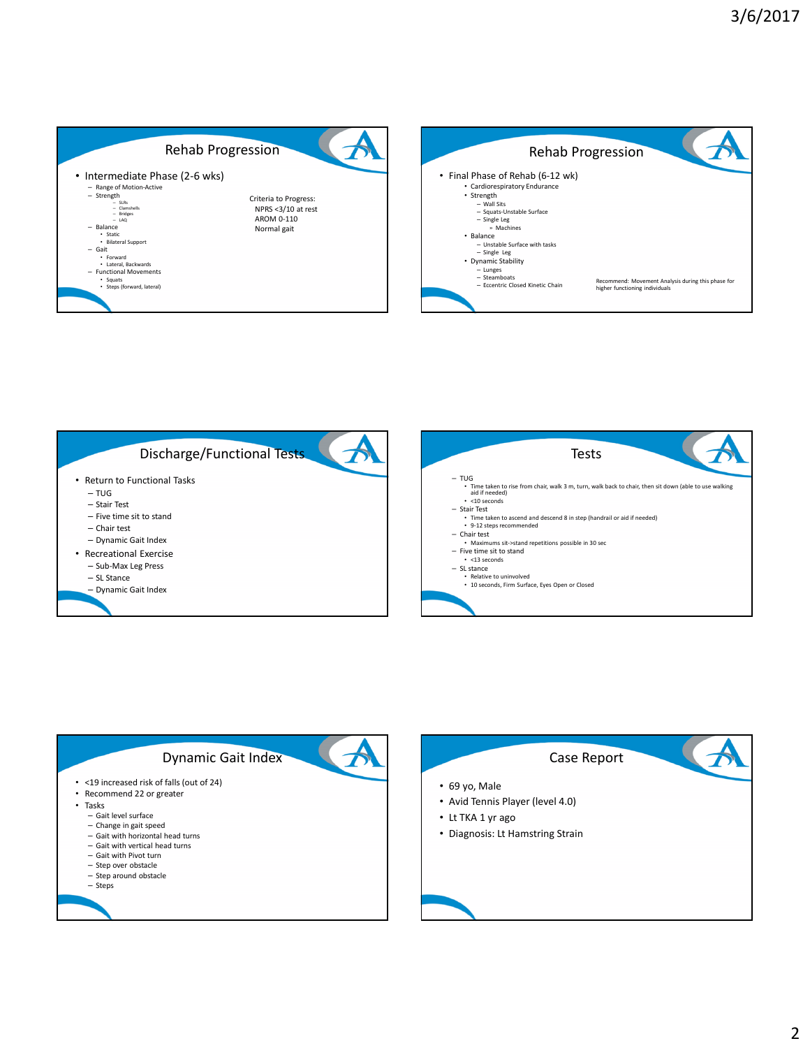## Rehab Progression

- Intermediate Phase (2-6 wks)
  - Range of Motion-Active
  - Strength
    - SLRs
    - Clamshells
    - Bridges
    - LAQ
  - Balance
    - Static
    - Bilateral Support
  - Gait
    - Forward
    - Lateral, Backwards
  - Functional Movements
    - Squats
    - Steps (forward, lateral)

Criteria to Progress:
NPRS <3/10 at rest
AROM 0-110
Normal gait

## Rehab Progression

- Final Phase of Rehab (6-12 wk)
  - Cardiorespiratory Endurance
  - Strength
    - Wall Sits
    - Squats-Unstable Surface
    - Single Leg
      - Machines
  - Balance
    - Unstable Surface with tasks
    - Single Leg
  - Dynamic Stability
    - Lunges
    - Steamboats
    - Eccentric Closed Kinetic Chain

Recommend: Movement Analysis during this phase for higher functioning individuals

## Discharge/Functional Tests

- Return to Functional Tasks
  - TUG
  - Stair Test
  - Five time sit to stand
  - Chair test
  - Dynamic Gait Index
- Recreational Exercise
  - Sub-Max Leg Press
  - SL Stance
  - Dynamic Gait Index

## Tests

- TUG
  - Time taken to rise from chair, walk 3 m, turn, walk back to chair, then sit down (able to use walking aid if needed)
  - <10 seconds
- Stair Test
  - Time taken to ascend and descend 8 in step (handrail or aid if needed)
  - 9-12 steps recommended
- Chair test
  - Maximums sit->stand repetitions possible in 30 sec
- Five time sit to stand
  - <13 seconds
- SL stance
  - Relative to uninvolved
  - 10 seconds, Firm Surface, Eyes Open or Closed

## Dynamic Gait Index

- <19 increased risk of falls (out of 24)
- Recommend 22 or greater
- Tasks
  - Gait level surface
  - Change in gait speed
  - Gait with horizontal head turns
  - Gait with vertical head turns
  - Gait with Pivot turn
  - Step over obstacle
  - Step around obstacle
  - Steps

## Case Report

- 69 yo, Male
- Avid Tennis Player (level 4.0)
- Lt TKA 1 yr ago
- Diagnosis: Lt Hamstring Strain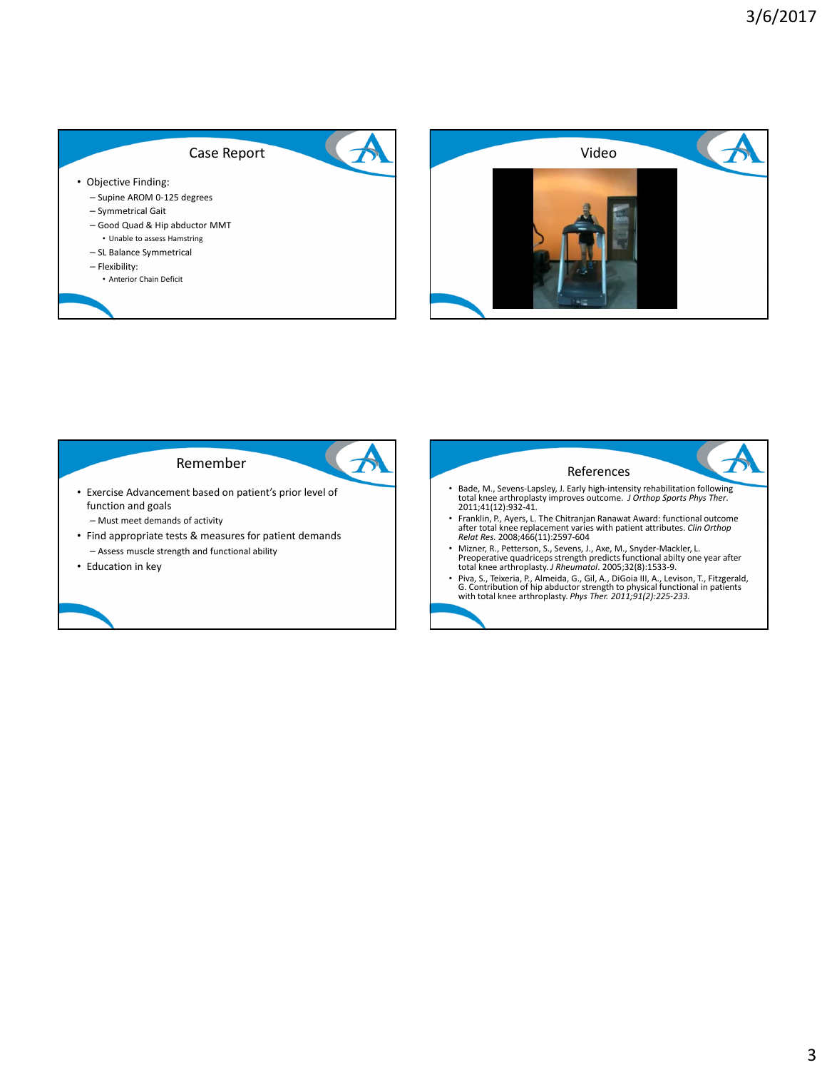## Case Report

- Objective Finding:
  - Supine AROM 0-125 degrees
  - Symmetrical Gait
  - Good Quad & Hip abductor MMT
    - Unable to assess Hamstring
  - SL Balance Symmetrical
  - Flexibility:
    - Anterior Chain Deficit

## Video

## Remember

- Exercise Advancement based on patient's prior level of function and goals
  - Must meet demands of activity
- Find appropriate tests & measures for patient demands
  - Assess muscle strength and functional ability
- Education in key

## References

- Bade, M., Sevens-Lapsley, J. Early high-intensity rehabilitation following total knee arthroplasty improves outcome. *J Orthop Sports Phys Ther*. 2011;41(12):932-41.
- Franklin, P., Ayers, L. The Chitranjan Ranawat Award: functional outcome after total knee replacement varies with patient attributes. *Clin Orthop Relat Res*. 2008;466(11):2597-604
- Mizner, R., Petterson, S., Sevens, J., Axe, M., Snyder-Mackler, L. Preoperative quadriceps strength predicts functional abilty one year after total knee arthroplasty. *J Rheumatol*. 2005;32(8):1533-9.
- Piva, S., Teixeria, P., Almeida, G., Gil, A., DiGoia III, A., Levison, T., Fitzgerald, G. Contribution of hip abductor strength to physical functional in patients with total knee arthroplasty. *Phys Ther. 2011;91(2):225-233.*